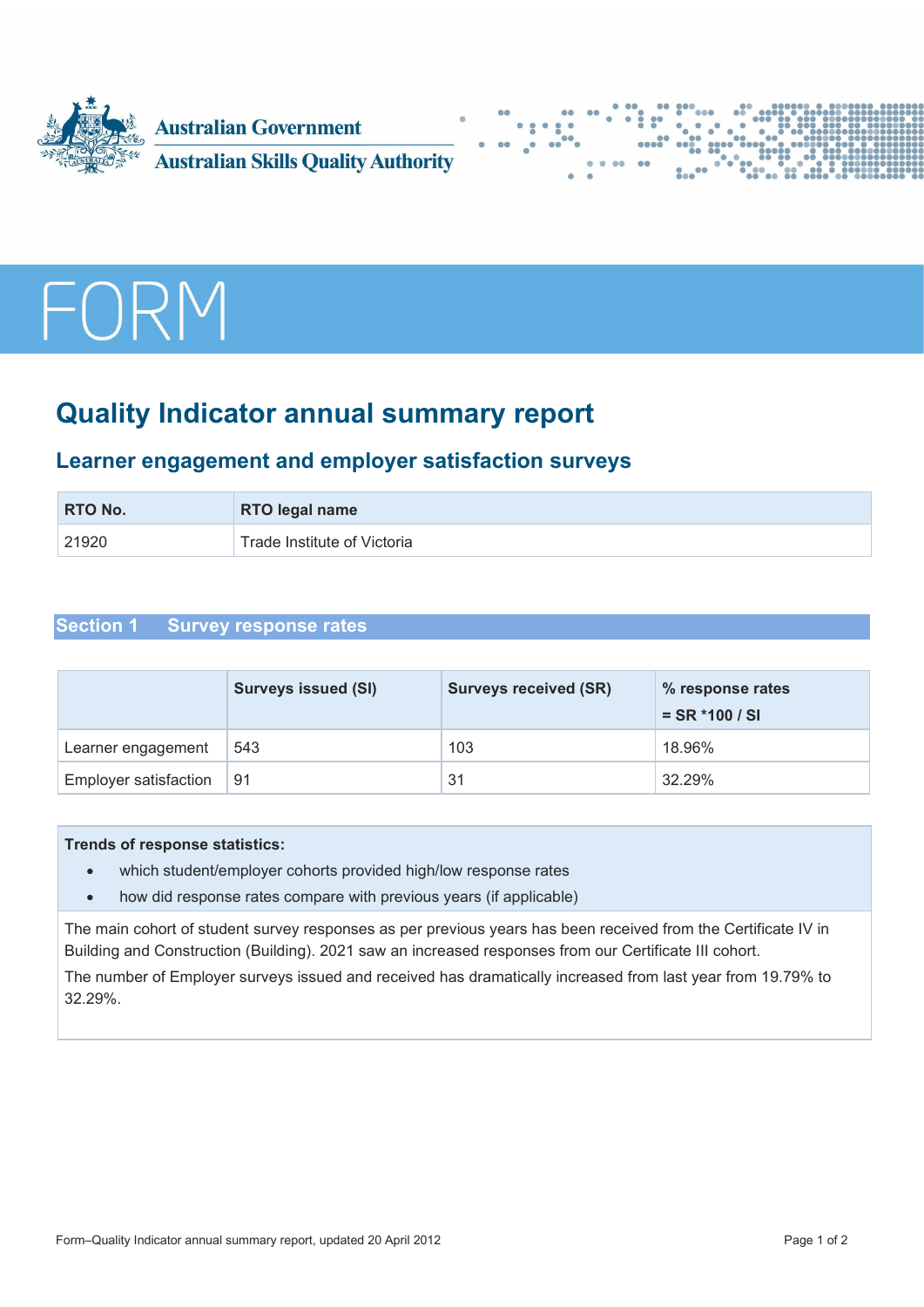Australian Government

Australian Skills Quality Authority

FORM

# Quality Indicator annual summary report

## Learner engagement and employer satisfaction surveys

| RTO No. | RTO legal name |
|---|---|
| 21920 | Trade Institute of Victoria |

## Section 1 Survey response rates

| | Surveys issued (SI) | Surveys received (SR) | % response rates = SR *100 / SI |
|---|---|---|---|
| Learner engagement | 543 | 103 | 18.96% |
| Employer satisfaction | 91 | 31 | 32.29% |

**Trends of response statistics:**

- which student/employer cohorts provided high/low response rates
- how did response rates compare with previous years (if applicable)

The main cohort of student survey responses as per previous years has been received from the Certificate IV in Building and Construction (Building). 2021 saw an increased responses from our Certificate III cohort.

The number of Employer surveys issued and received has dramatically increased from last year from 19.79% to 32.29%.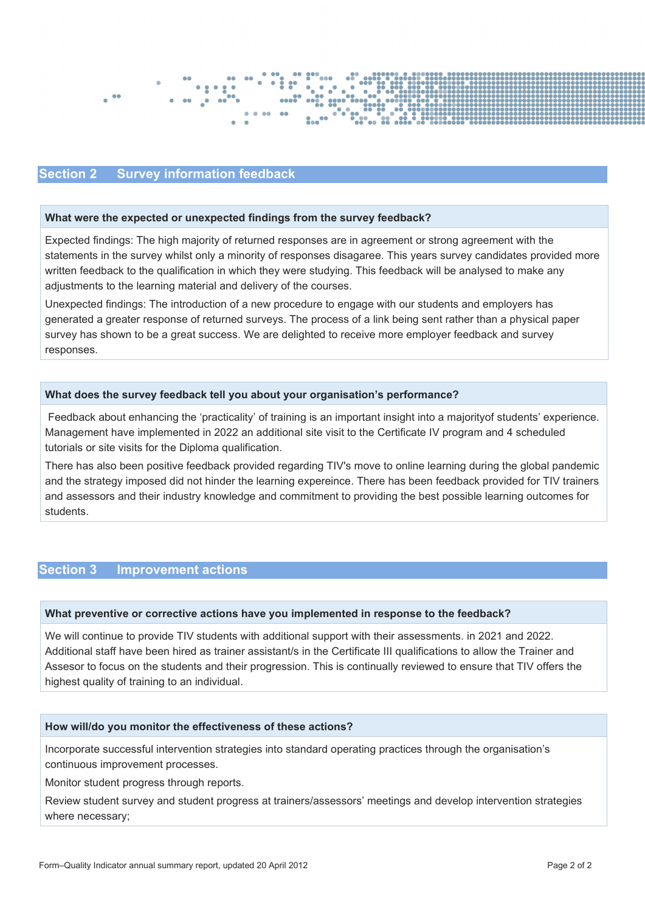## Section 2 Survey information feedback

### What were the expected or unexpected findings from the survey feedback?

Expected findings: The high majority of returned responses are in agreement or strong agreement with the statements in the survey whilst only a minority of responses disagaree. This years survey candidates provided more written feedback to the qualification in which they were studying. This feedback will be analysed to make any adjustments to the learning material and delivery of the courses.

Unexpected findings: The introduction of a new procedure to engage with our students and employers has generated a greater response of returned surveys. The process of a link being sent rather than a physical paper survey has shown to be a great success. We are delighted to receive more employer feedback and survey responses.

### What does the survey feedback tell you about your organisation's performance?

Feedback about enhancing the 'practicality' of training is an important insight into a majorityof students' experience. Management have implemented in 2022 an additional site visit to the Certificate IV program and 4 scheduled tutorials or site visits for the Diploma qualification.

There has also been positive feedback provided regarding TIV's move to online learning during the global pandemic and the strategy imposed did not hinder the learning expereince. There has been feedback provided for TIV trainers and assessors and their industry knowledge and commitment to providing the best possible learning outcomes for students.

## Section 3 Improvement actions

### What preventive or corrective actions have you implemented in response to the feedback?

We will continue to provide TIV students with additional support with their assessments. in 2021 and 2022. Additional staff have been hired as trainer assistant/s in the Certificate III qualifications to allow the Trainer and Assesor to focus on the students and their progression. This is continually reviewed to ensure that TIV offers the highest quality of training to an individual.

### How will/do you monitor the effectiveness of these actions?

Incorporate successful intervention strategies into standard operating practices through the organisation's continuous improvement processes.

Monitor student progress through reports.

Review student survey and student progress at trainers/assessors' meetings and develop intervention strategies where necessary;